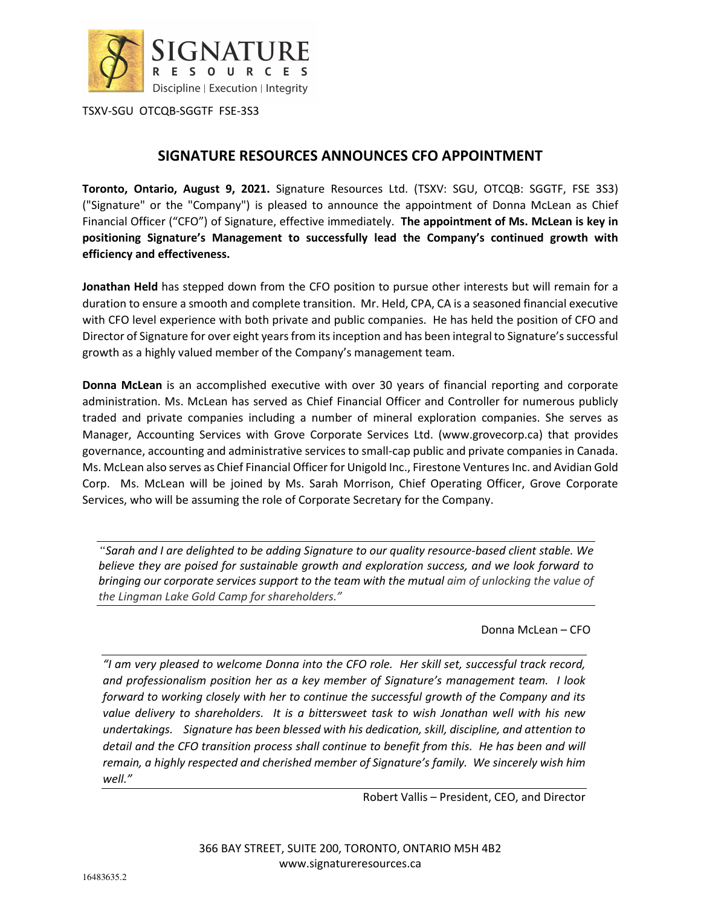SIGNATURE RESOURCES

Discipline | Execution | Integrity

TSXV-SGU OTCQB-SGGTF FSE-3S3

# SIGNATURE RESOURCES ANNOUNCES CFO APPOINTMENT

**Toronto, Ontario, August 9, 2021.** Signature Resources Ltd. (TSXV: SGU, OTCQB: SGGTF, FSE 3S3) ("Signature" or the "Company") is pleased to announce the appointment of Donna McLean as Chief Financial Officer ("CFO") of Signature, effective immediately. **The appointment of Ms. McLean is key in positioning Signature's Management to successfully lead the Company's continued growth with efficiency and effectiveness.**

**Jonathan Held** has stepped down from the CFO position to pursue other interests but will remain for a duration to ensure a smooth and complete transition. Mr. Held, CPA, CA is a seasoned financial executive with CFO level experience with both private and public companies. He has held the position of CFO and Director of Signature for over eight years from its inception and has been integral to Signature's successful growth as a highly valued member of the Company's management team.

**Donna McLean** is an accomplished executive with over 30 years of financial reporting and corporate administration. Ms. McLean has served as Chief Financial Officer and Controller for numerous publicly traded and private companies including a number of mineral exploration companies. She serves as Manager, Accounting Services with Grove Corporate Services Ltd. (www.grovecorp.ca) that provides governance, accounting and administrative services to small-cap public and private companies in Canada. Ms. McLean also serves as Chief Financial Officer for Unigold Inc., Firestone Ventures Inc. and Avidian Gold Corp. Ms. McLean will be joined by Ms. Sarah Morrison, Chief Operating Officer, Grove Corporate Services, who will be assuming the role of Corporate Secretary for the Company.

---

*"Sarah and I are delighted to be adding Signature to our quality resource-based client stable. We believe they are poised for sustainable growth and exploration success, and we look forward to bringing our corporate services support to the team with the mutual aim of unlocking the value of the Lingman Lake Gold Camp for shareholders."*

---

Donna McLean – CFO

---

*"I am very pleased to welcome Donna into the CFO role. Her skill set, successful track record, and professionalism position her as a key member of Signature's management team. I look forward to working closely with her to continue the successful growth of the Company and its value delivery to shareholders. It is a bittersweet task to wish Jonathan well with his new undertakings. Signature has been blessed with his dedication, skill, discipline, and attention to detail and the CFO transition process shall continue to benefit from this. He has been and will remain, a highly respected and cherished member of Signature's family. We sincerely wish him well."*

---

Robert Vallis – President, CEO, and Director

366 BAY STREET, SUITE 200, TORONTO, ONTARIO M5H 4B2
www.signatureresources.ca

16483635.2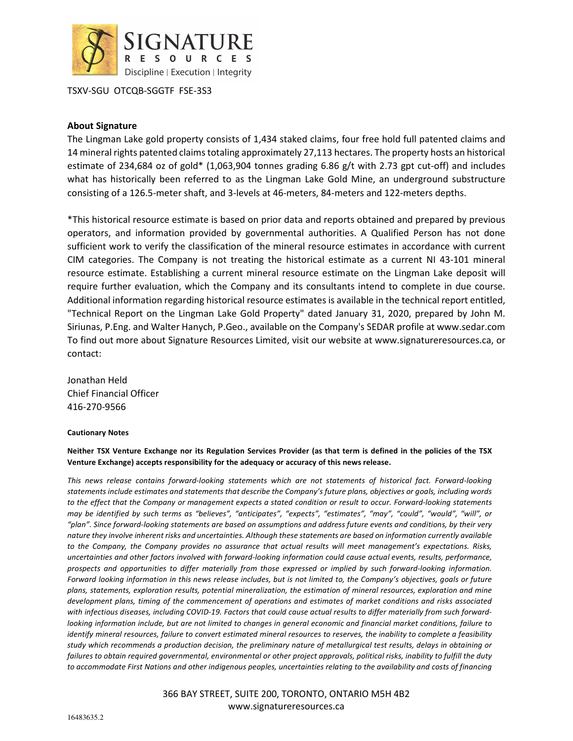TSXV-SGU OTCQB-SGGTF FSE-3S3

## About Signature

The Lingman Lake gold property consists of 1,434 staked claims, four free hold full patented claims and 14 mineral rights patented claims totaling approximately 27,113 hectares. The property hosts an historical estimate of 234,684 oz of gold* (1,063,904 tonnes grading 6.86 g/t with 2.73 gpt cut-off) and includes what has historically been referred to as the Lingman Lake Gold Mine, an underground substructure consisting of a 126.5-meter shaft, and 3-levels at 46-meters, 84-meters and 122-meters depths.

*This historical resource estimate is based on prior data and reports obtained and prepared by previous operators, and information provided by governmental authorities. A Qualified Person has not done sufficient work to verify the classification of the mineral resource estimates in accordance with current CIM categories. The Company is not treating the historical estimate as a current NI 43-101 mineral resource estimate. Establishing a current mineral resource estimate on the Lingman Lake deposit will require further evaluation, which the Company and its consultants intend to complete in due course. Additional information regarding historical resource estimates is available in the technical report entitled, "Technical Report on the Lingman Lake Gold Property" dated January 31, 2020, prepared by John M. Siriunas, P.Eng. and Walter Hanych, P.Geo., available on the Company's SEDAR profile at www.sedar.com To find out more about Signature Resources Limited, visit our website at www.signatureresources.ca, or contact:

Jonathan Held
Chief Financial Officer
416-270-9566

**Cautionary Notes**

**Neither TSX Venture Exchange nor its Regulation Services Provider (as that term is defined in the policies of the TSX Venture Exchange) accepts responsibility for the adequacy or accuracy of this news release.**

*This news release contains forward-looking statements which are not statements of historical fact. Forward-looking statements include estimates and statements that describe the Company's future plans, objectives or goals, including words to the effect that the Company or management expects a stated condition or result to occur. Forward-looking statements may be identified by such terms as "believes", "anticipates", "expects", "estimates", "may", "could", "would", "will", or "plan". Since forward-looking statements are based on assumptions and address future events and conditions, by their very nature they involve inherent risks and uncertainties. Although these statements are based on information currently available to the Company, the Company provides no assurance that actual results will meet management's expectations. Risks, uncertainties and other factors involved with forward-looking information could cause actual events, results, performance, prospects and opportunities to differ materially from those expressed or implied by such forward-looking information. Forward looking information in this news release includes, but is not limited to, the Company's objectives, goals or future plans, statements, exploration results, potential mineralization, the estimation of mineral resources, exploration and mine development plans, timing of the commencement of operations and estimates of market conditions and risks associated with infectious diseases, including COVID-19. Factors that could cause actual results to differ materially from such forward-looking information include, but are not limited to changes in general economic and financial market conditions, failure to identify mineral resources, failure to convert estimated mineral resources to reserves, the inability to complete a feasibility study which recommends a production decision, the preliminary nature of metallurgical test results, delays in obtaining or failures to obtain required governmental, environmental or other project approvals, political risks, inability to fulfill the duty to accommodate First Nations and other indigenous peoples, uncertainties relating to the availability and costs of financing*

366 BAY STREET, SUITE 200, TORONTO, ONTARIO M5H 4B2
www.signatureresources.ca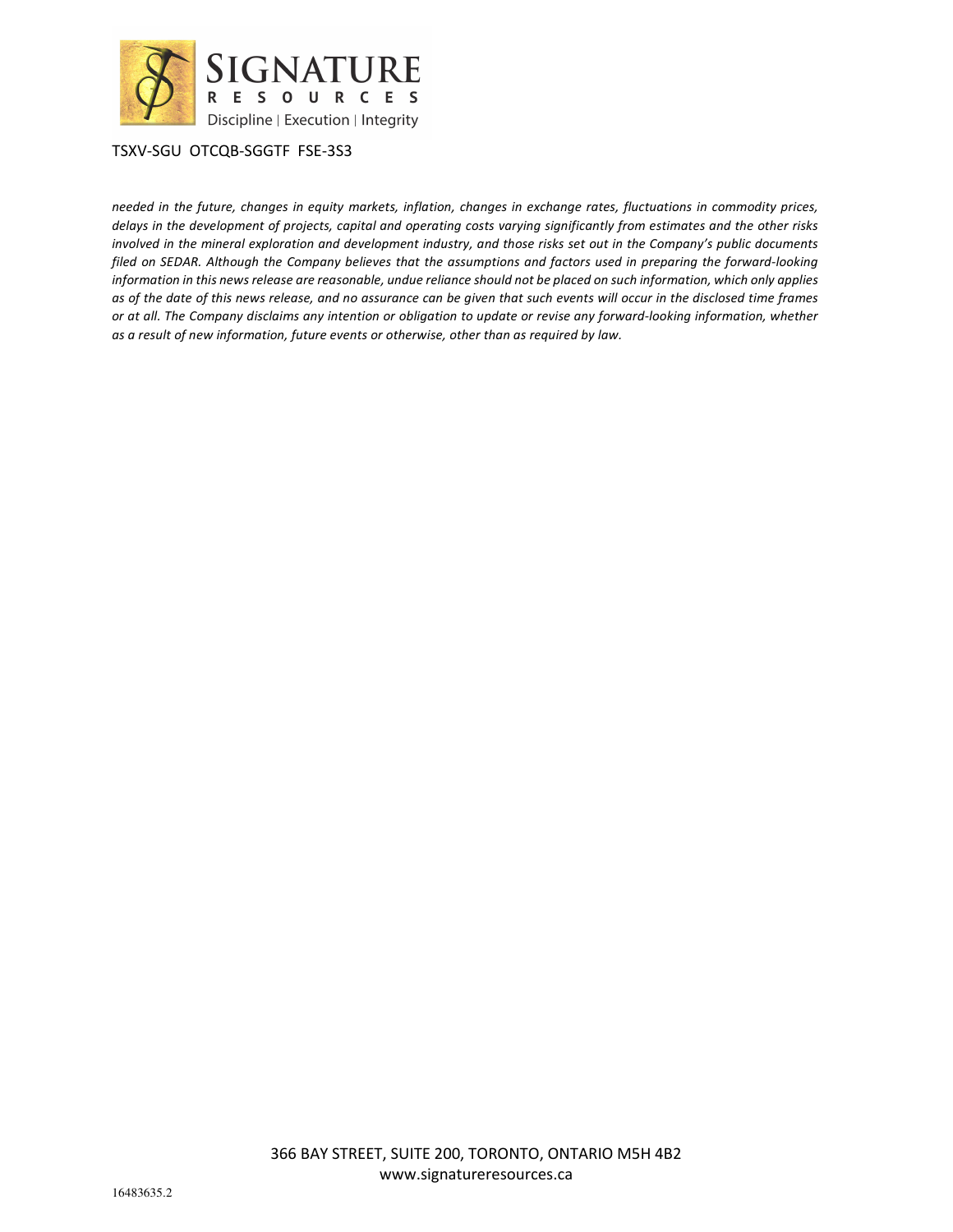*needed in the future, changes in equity markets, inflation, changes in exchange rates, fluctuations in commodity prices, delays in the development of projects, capital and operating costs varying significantly from estimates and the other risks involved in the mineral exploration and development industry, and those risks set out in the Company's public documents filed on SEDAR. Although the Company believes that the assumptions and factors used in preparing the forward-looking information in this news release are reasonable, undue reliance should not be placed on such information, which only applies as of the date of this news release, and no assurance can be given that such events will occur in the disclosed time frames or at all. The Company disclaims any intention or obligation to update or revise any forward-looking information, whether as a result of new information, future events or otherwise, other than as required by law.*